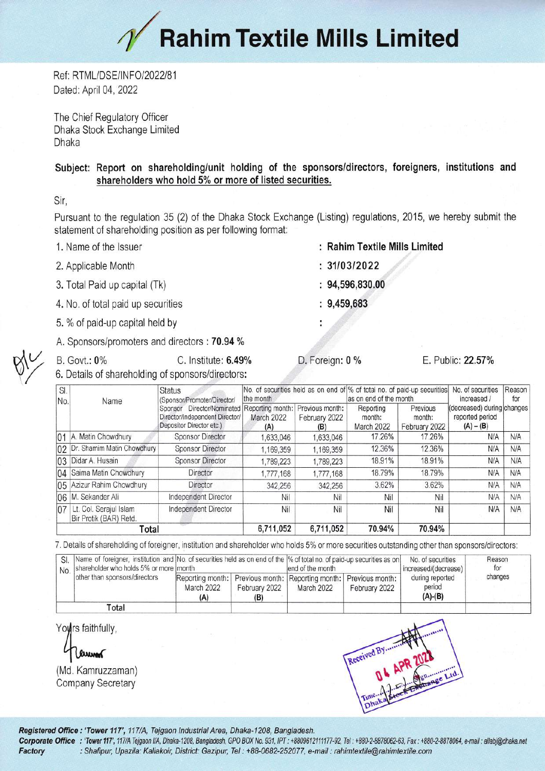# Rahim Textile Mills Limited

Ref: RTML/DSE/INFO/2022/81
Dated: April 04, 2022

The Chief Regulatory Officer
Dhaka Stock Exchange Limited
Dhaka

**Subject: Report on shareholding/unit holding of the sponsors/directors, foreigners, institutions and shareholders who hold 5% or more of listed securities.**

Sir,

Pursuant to the regulation 35 (2) of the Dhaka Stock Exchange (Listing) regulations, 2015, we hereby submit the statement of shareholding position as per following format:

1. Name of the Issuer : **Rahim Textile Mills Limited**
2. Applicable Month : **31/03/2022**
3. Total Paid up capital (Tk) : **94,596,830.00**
4. No. of total paid up securities : **9,459,683**
5. % of paid-up capital held by :

A. Sponsors/promoters and directors : **70.94 %**

B. Govt.: 0% C. Institute: **6.49%** D. Foreign: 0 % E. Public: **22.57%**

6. Details of shareholding of sponsors/directors:

| Sl. No. | Name | Status (Sponsor/Promoter/Director/ Sponsor Director/Nominated Director/Independent Director/ Depositor Director etc.) | No. of securities held as on end of the month | | % of total no. of paid-up securities as on end of the month | | No. of securities increased / (decreased) during reported period (A) – (B) | Reason for changes |
|---|---|---|---|---|---|---|---|---|
| | | | Reporting month: March 2022 (A) | Previous month: February 2022 (B) | Reporting month: March 2022 | Previous month: February 2022 | | |
| 01 | A. Matin Chowdhury | Sponsor Director | 1,633,046 | 1,633,046 | 17.26% | 17.26% | N/A | N/A |
| 02 | Dr. Shamim Matin Chowdhury | Sponsor Director | 1,169,359 | 1,169,359 | 12.36% | 12.36% | N/A | N/A |
| 03 | Didar A. Husain | Sponsor Director | 1,789,223 | 1,789,223 | 18.91% | 18.91% | N/A | N/A |
| 04 | Saima Matin Chowdhury | Director | 1,777,168 | 1,777,168 | 18.79% | 18.79% | N/A | N/A |
| 05 | Azizur Rahim Chowdhury | Director | 342,256 | 342,256 | 3.62% | 3.62% | N/A | N/A |
| 06 | M. Sekander Ali | Independent Director | Nil | Nil | Nil | Nil | N/A | N/A |
| 07 | Lt. Col. Serajul Islam Bir Protik (BAR) Retd. | Independent Director | Nil | Nil | Nil | Nil | N/A | N/A |
| | **Total** | | **6,711,052** | **6,711,052** | **70.94%** | **70.94%** | | |

7. Details of shareholding of foreigner, institution and shareholder who holds 5% or more securities outstanding other than sponsors/directors:

| Sl. No. | Name of foreigner, institution and shareholder who holds 5% or more other than sponsors/directors | No. of securities held as on end of the month | | % of total no. of paid-up securities as on end of the month | | No. of securities increased/(decrease) during reported period (A)-(B) | Reason for changes |
|---|---|---|---|---|---|---|---|
| | | Reporting month: March 2022 (A) | Previous month: February 2022 (B) | Reporting month: March 2022 | Previous month: February 2022 | | |
| | Total | | | | | | |

Yours faithfully,

(Md. Kamruzzaman)
Company Secretary

Received By
04 APR 2022
Dhaka Stock Exchange Ltd.

***Registered Office :*** *'Tower 117', 117/A, Tejgaon Industrial Area, Dhaka-1208, Bangladesh.*

***Corporate Office*** *: 'Tower 117', 117/A Tejgaon I/A, Dhaka-1208, Bangladesh, GPO BOX No. 931, IPT : +8809612111177-92, Tel : +880-2-8878062-63, Fax : +880-2-8878064, e-mail : allabj@dhaka.net*

***Factory*** *: Shafipur, Upazila: Kaliakoir, District: Gazipur, Tel : +88-0682-252077, e-mail : rahimtextile@rahimtextile.com*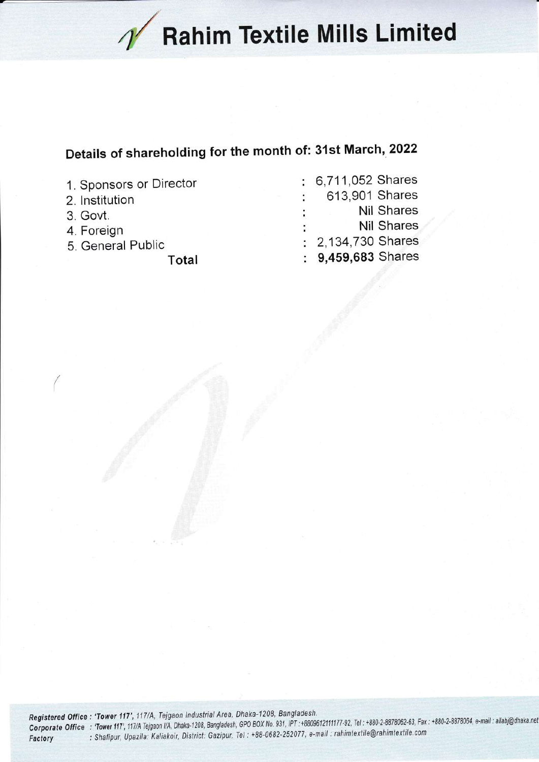# Rahim Textile Mills Limited

## Details of shareholding for the month of: 31st March, 2022

| | | |
|---|---|---|
| 1. Sponsors or Director | : | 6,711,052 Shares |
| 2. Institution | : | 613,901 Shares |
| 3. Govt. | : | Nil Shares |
| 4. Foreign | : | Nil Shares |
| 5. General Public | : | 2,134,730 Shares |
| **Total** | : | **9,459,683** Shares |

**Registered Office** : **'Tower 117'**, 117/A, Tejgaon Industrial Area, Dhaka-1208, Bangladesh.
**Corporate Office** : **'Tower 117'**, 117/A Tejgaon I/A, Dhaka-1208, Bangladesh, GPO BOX No. 931, IPT : +8809612111177-92, Tel : +880-2-8878062-63, Fax : +880-2-8878064, e-mail : allabj@dhaka.net
**Factory** : Shafipur, Upazila: Kaliakoir, District: Gazipur, Tel : +88-0682-252077, e-mail : rahimtextile@rahimtextile.com